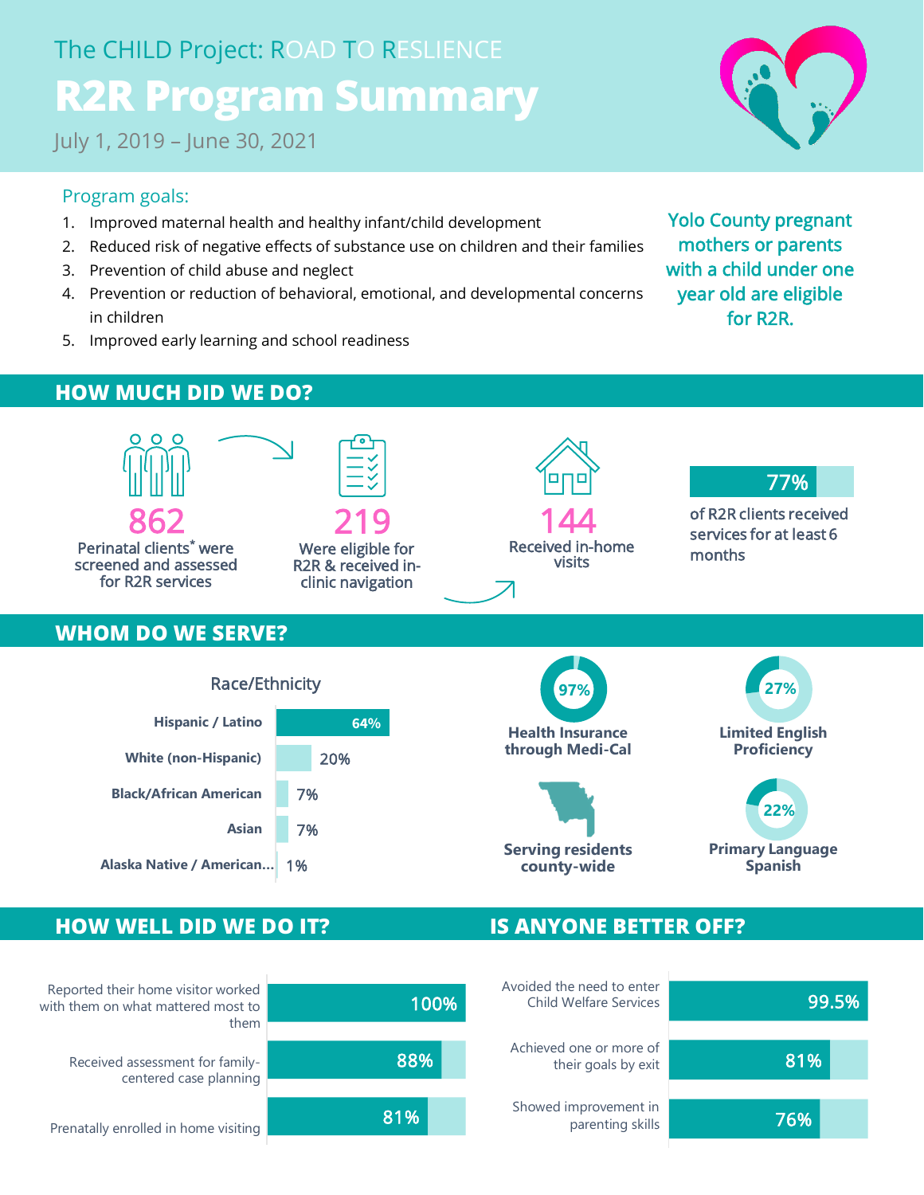# The CHILD Project: ROAD TO RESLIENCE

# R2R Program Summary

July 1, 2019 – June 30, 2021

## Program goals:

1. Improved maternal health and healthy infant/child development
2. Reduced risk of negative effects of substance use on children and their families
3. Prevention of child abuse and neglect
4. Prevention or reduction of behavioral, emotional, and developmental concerns in children
5. Improved early learning and school readiness

**Yolo County pregnant mothers or parents with a child under one year old are eligible for R2R.**

## HOW MUCH DID WE DO?

- **862** Perinatal clients* were screened and assessed for R2R services
- **219** Were eligible for R2R & received in-clinic navigation
- **144** Received in-home visits
- **77%** of R2R clients received services for at least 6 months

## WHOM DO WE SERVE?

**Race/Ethnicity**

| Race/Ethnicity | Percent |
|---|---|
| Hispanic / Latino | 64% |
| White (non-Hispanic) | 20% |
| Black/African American | 7% |
| Asian | 7% |
| Alaska Native / American... | 1% |

- **97%** Health Insurance through Medi-Cal
- **27%** Limited English Proficiency
- Serving residents county-wide
- **22%** Primary Language Spanish

## HOW WELL DID WE DO IT?

| Measure | Percent |
|---|---|
| Reported their home visitor worked with them on what mattered most to them | 100% |
| Received assessment for family-centered case planning | 88% |
| Prenatally enrolled in home visiting | 81% |

## IS ANYONE BETTER OFF?

| Measure | Percent |
|---|---|
| Avoided the need to enter Child Welfare Services | 99.5% |
| Achieved one or more of their goals by exit | 81% |
| Showed improvement in parenting skills | 76% |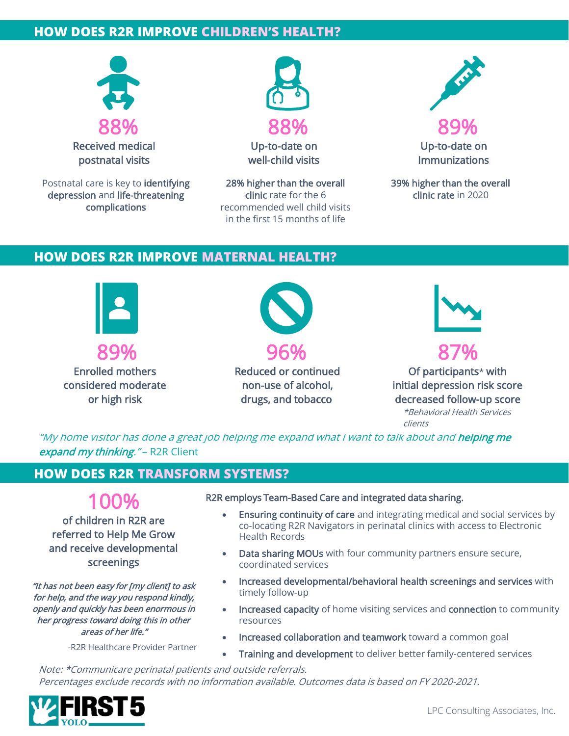## HOW DOES R2R IMPROVE CHILDREN'S HEALTH?

**88%**

Received medical postnatal visits

Postnatal care is key to **identifying depression** and **life-threatening complications**

**88%**

Up-to-date on well-child visits

**28% higher than the overall clinic** rate for the 6 recommended well child visits in the first 15 months of life

**89%**

Up-to-date on Immunizations

**39% higher than the overall clinic rate** in 2020

## HOW DOES R2R IMPROVE MATERNAL HEALTH?

**89%**

Enrolled mothers considered moderate or high risk

**96%**

Reduced or continued non-use of alcohol, drugs, and tobacco

**87%**

Of participants* with initial depression risk score decreased follow-up score

*\*Behavioral Health Services clients*

*"My home visitor has done a great job helping me expand what I want to talk about and **helping me expand my thinking**."* – R2R Client

## HOW DOES R2R TRANSFORM SYSTEMS?

**100%**

of children in R2R are referred to Help Me Grow and receive developmental screenings

*"It has not been easy for [my client] to ask for help, and the way you respond kindly, openly and quickly has been enormous in her progress toward doing this in other areas of her life."*

-R2R Healthcare Provider Partner

R2R employs Team-Based Care and integrated data sharing.

- **Ensuring continuity of care** and integrating medical and social services by co-locating R2R Navigators in perinatal clinics with access to Electronic Health Records
- **Data sharing MOUs** with four community partners ensure secure, coordinated services
- **Increased developmental/behavioral health screenings and services** with timely follow-up
- **Increased capacity** of home visiting services and **connection** to community resources
- **Increased collaboration and teamwork** toward a common goal
- **Training and development** to deliver better family-centered services

*Note: \*Communicare perinatal patients and outside referrals.*
*Percentages exclude records with no information available. Outcomes data is based on FY 2020-2021.*

FIRST 5 YOLO

LPC Consulting Associates, Inc.